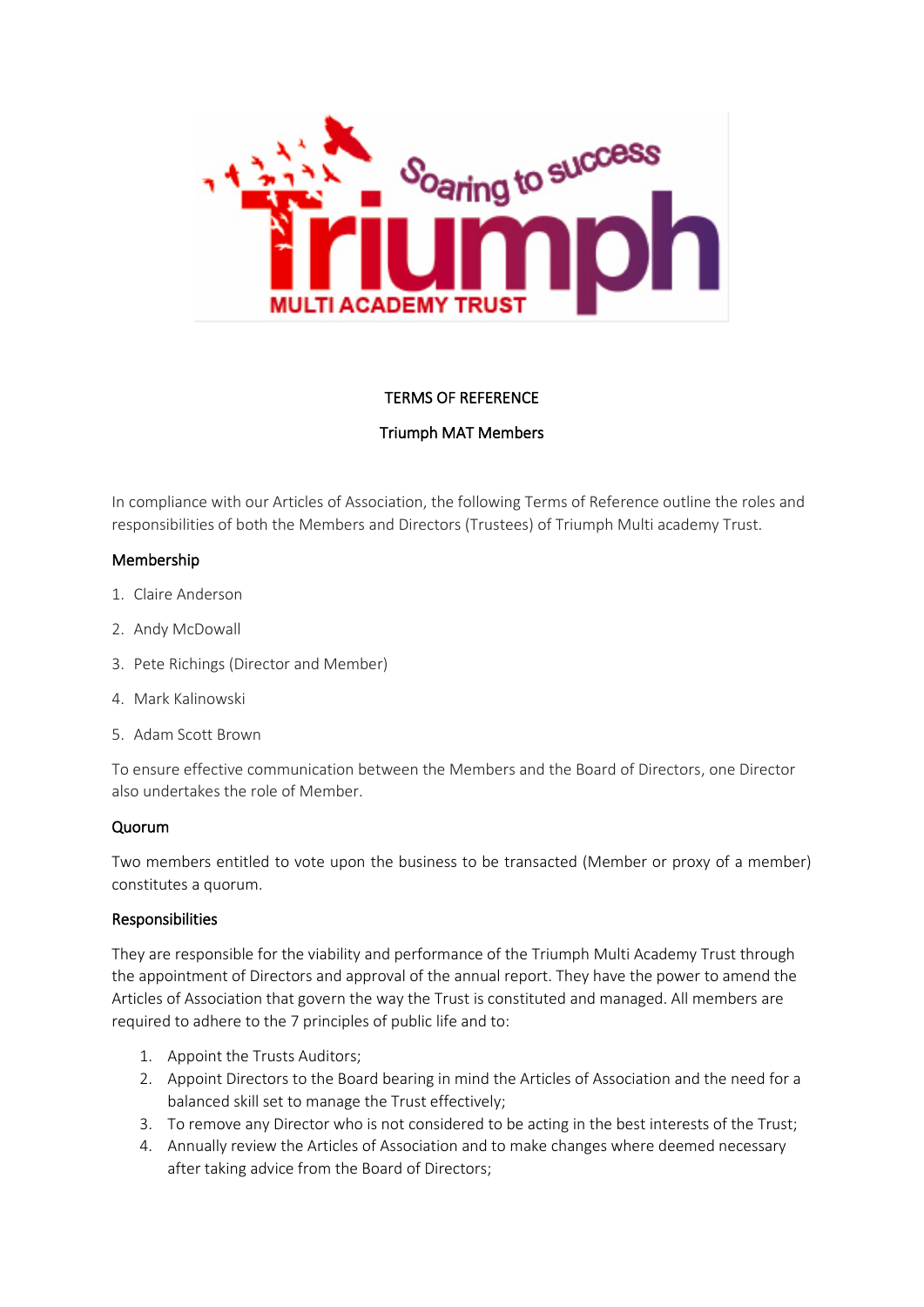# TERMS OF REFERENCE

## Triumph MAT Members

In compliance with our Articles of Association, the following Terms of Reference outline the roles and responsibilities of both the Members and Directors (Trustees) of Triumph Multi academy Trust.

### Membership

1. Claire Anderson
2. Andy McDowall
3. Pete Richings (Director and Member)
4. Mark Kalinowski
5. Adam Scott Brown

To ensure effective communication between the Members and the Board of Directors, one Director also undertakes the role of Member.

### Quorum

Two members entitled to vote upon the business to be transacted (Member or proxy of a member) constitutes a quorum.

### Responsibilities

They are responsible for the viability and performance of the Triumph Multi Academy Trust through the appointment of Directors and approval of the annual report. They have the power to amend the Articles of Association that govern the way the Trust is constituted and managed. All members are required to adhere to the 7 principles of public life and to:

1. Appoint the Trusts Auditors;
2. Appoint Directors to the Board bearing in mind the Articles of Association and the need for a balanced skill set to manage the Trust effectively;
3. To remove any Director who is not considered to be acting in the best interests of the Trust;
4. Annually review the Articles of Association and to make changes where deemed necessary after taking advice from the Board of Directors;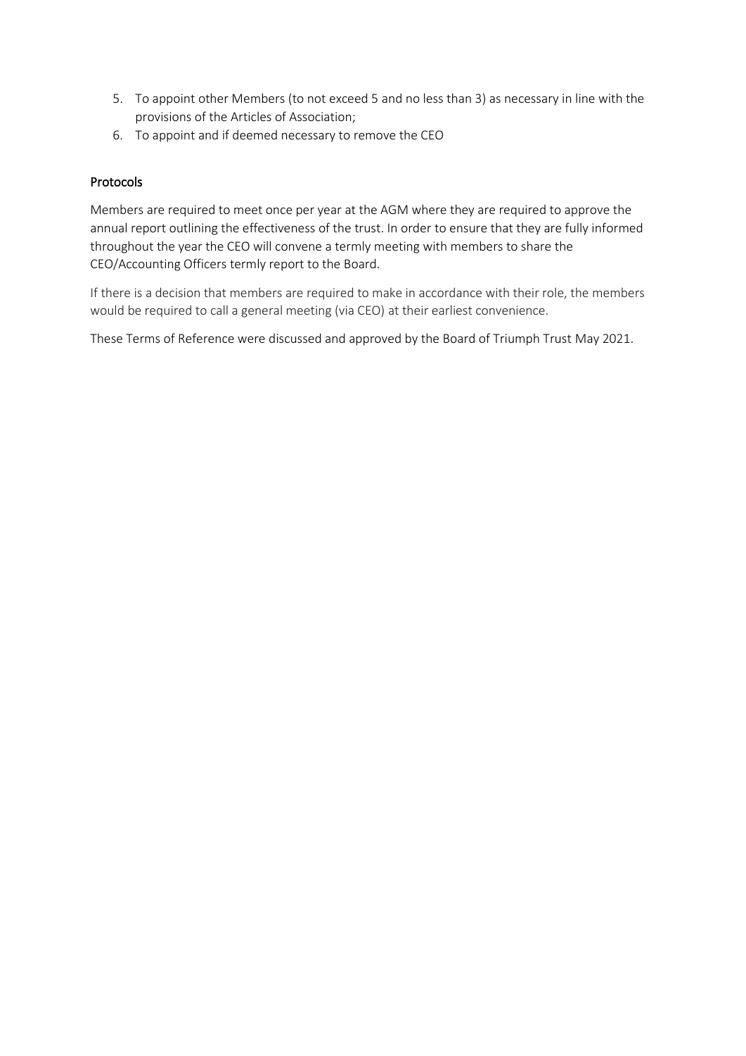5. To appoint other Members (to not exceed 5 and no less than 3) as necessary in line with the provisions of the Articles of Association;
6. To appoint and if deemed necessary to remove the CEO

## Protocols

Members are required to meet once per year at the AGM where they are required to approve the annual report outlining the effectiveness of the trust. In order to ensure that they are fully informed throughout the year the CEO will convene a termly meeting with members to share the CEO/Accounting Officers termly report to the Board.

If there is a decision that members are required to make in accordance with their role, the members would be required to call a general meeting (via CEO) at their earliest convenience.

These Terms of Reference were discussed and approved by the Board of Triumph Trust May 2021.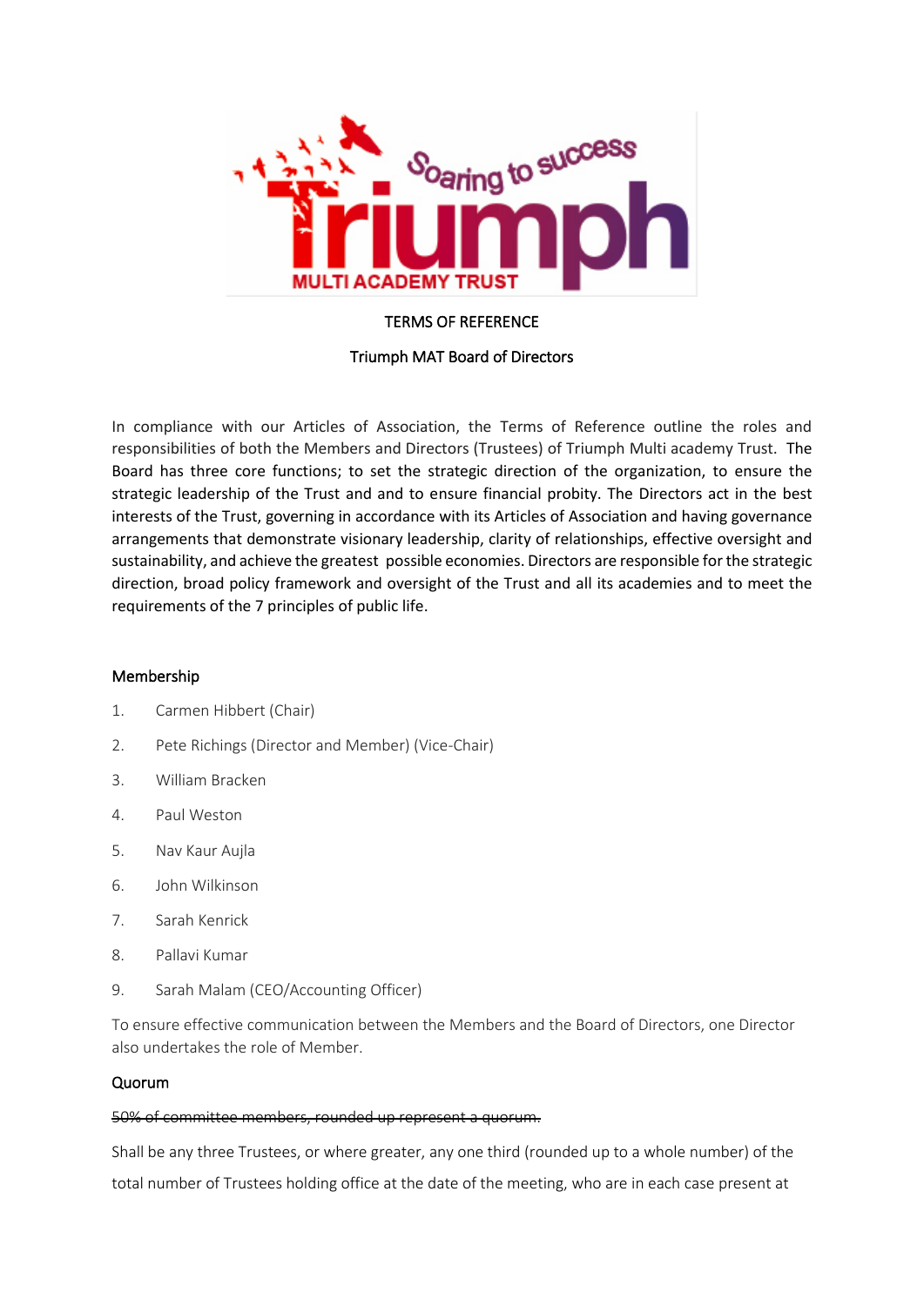TERMS OF REFERENCE

Triumph MAT Board of Directors

In compliance with our Articles of Association, the Terms of Reference outline the roles and responsibilities of both the Members and Directors (Trustees) of Triumph Multi academy Trust. The Board has three core functions; to set the strategic direction of the organization, to ensure the strategic leadership of the Trust and and to ensure financial probity. The Directors act in the best interests of the Trust, governing in accordance with its Articles of Association and having governance arrangements that demonstrate visionary leadership, clarity of relationships, effective oversight and sustainability, and achieve the greatest possible economies. Directors are responsible for the strategic direction, broad policy framework and oversight of the Trust and all its academies and to meet the requirements of the 7 principles of public life.

## Membership

1. Carmen Hibbert (Chair)
2. Pete Richings (Director and Member) (Vice-Chair)
3. William Bracken
4. Paul Weston
5. Nav Kaur Aujla
6. John Wilkinson
7. Sarah Kenrick
8. Pallavi Kumar
9. Sarah Malam (CEO/Accounting Officer)

To ensure effective communication between the Members and the Board of Directors, one Director also undertakes the role of Member.

## Quorum

~~50% of committee members, rounded up represent a quorum.~~

Shall be any three Trustees, or where greater, any one third (rounded up to a whole number) of the total number of Trustees holding office at the date of the meeting, who are in each case present at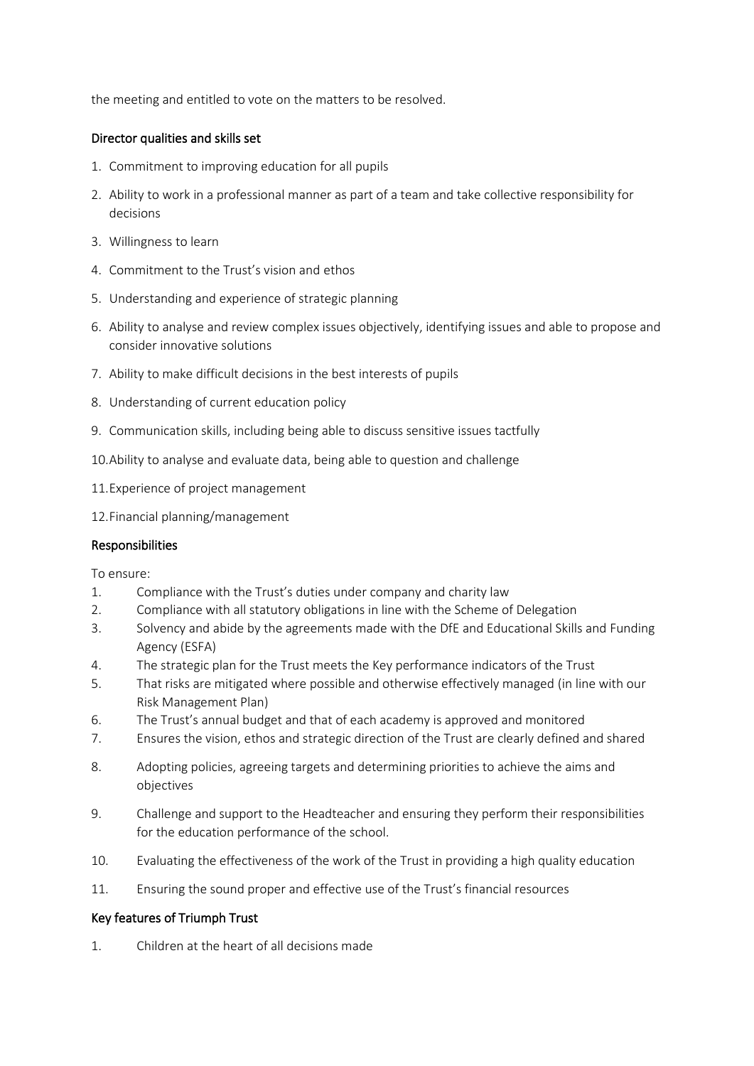the meeting and entitled to vote on the matters to be resolved.

### Director qualities and skills set

1. Commitment to improving education for all pupils
2. Ability to work in a professional manner as part of a team and take collective responsibility for decisions
3. Willingness to learn
4. Commitment to the Trust's vision and ethos
5. Understanding and experience of strategic planning
6. Ability to analyse and review complex issues objectively, identifying issues and able to propose and consider innovative solutions
7. Ability to make difficult decisions in the best interests of pupils
8. Understanding of current education policy
9. Communication skills, including being able to discuss sensitive issues tactfully
10. Ability to analyse and evaluate data, being able to question and challenge
11. Experience of project management
12. Financial planning/management

### Responsibilities

To ensure:

1. Compliance with the Trust's duties under company and charity law
2. Compliance with all statutory obligations in line with the Scheme of Delegation
3. Solvency and abide by the agreements made with the DfE and Educational Skills and Funding Agency (ESFA)
4. The strategic plan for the Trust meets the Key performance indicators of the Trust
5. That risks are mitigated where possible and otherwise effectively managed (in line with our Risk Management Plan)
6. The Trust's annual budget and that of each academy is approved and monitored
7. Ensures the vision, ethos and strategic direction of the Trust are clearly defined and shared
8. Adopting policies, agreeing targets and determining priorities to achieve the aims and objectives
9. Challenge and support to the Headteacher and ensuring they perform their responsibilities for the education performance of the school.
10. Evaluating the effectiveness of the work of the Trust in providing a high quality education
11. Ensuring the sound proper and effective use of the Trust's financial resources

### Key features of Triumph Trust

1. Children at the heart of all decisions made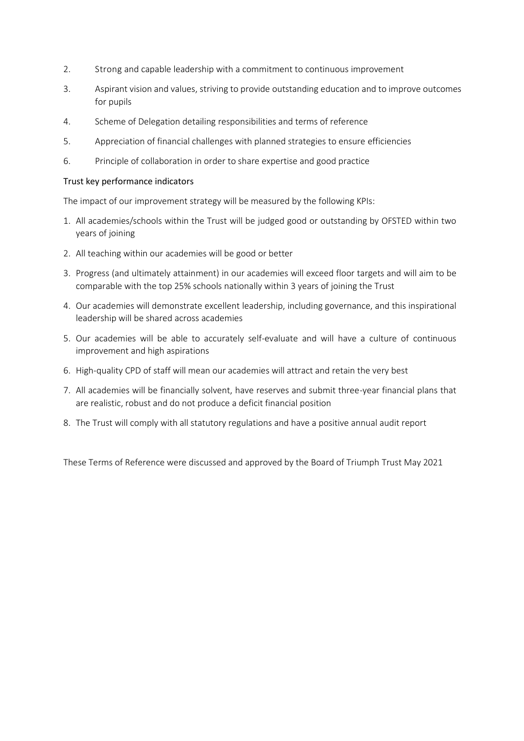2. Strong and capable leadership with a commitment to continuous improvement
3. Aspirant vision and values, striving to provide outstanding education and to improve outcomes for pupils
4. Scheme of Delegation detailing responsibilities and terms of reference
5. Appreciation of financial challenges with planned strategies to ensure efficiencies
6. Principle of collaboration in order to share expertise and good practice

Trust key performance indicators

The impact of our improvement strategy will be measured by the following KPIs:

1. All academies/schools within the Trust will be judged good or outstanding by OFSTED within two years of joining
2. All teaching within our academies will be good or better
3. Progress (and ultimately attainment) in our academies will exceed floor targets and will aim to be comparable with the top 25% schools nationally within 3 years of joining the Trust
4. Our academies will demonstrate excellent leadership, including governance, and this inspirational leadership will be shared across academies
5. Our academies will be able to accurately self-evaluate and will have a culture of continuous improvement and high aspirations
6. High-quality CPD of staff will mean our academies will attract and retain the very best
7. All academies will be financially solvent, have reserves and submit three-year financial plans that are realistic, robust and do not produce a deficit financial position
8. The Trust will comply with all statutory regulations and have a positive annual audit report

These Terms of Reference were discussed and approved by the Board of Triumph Trust May 2021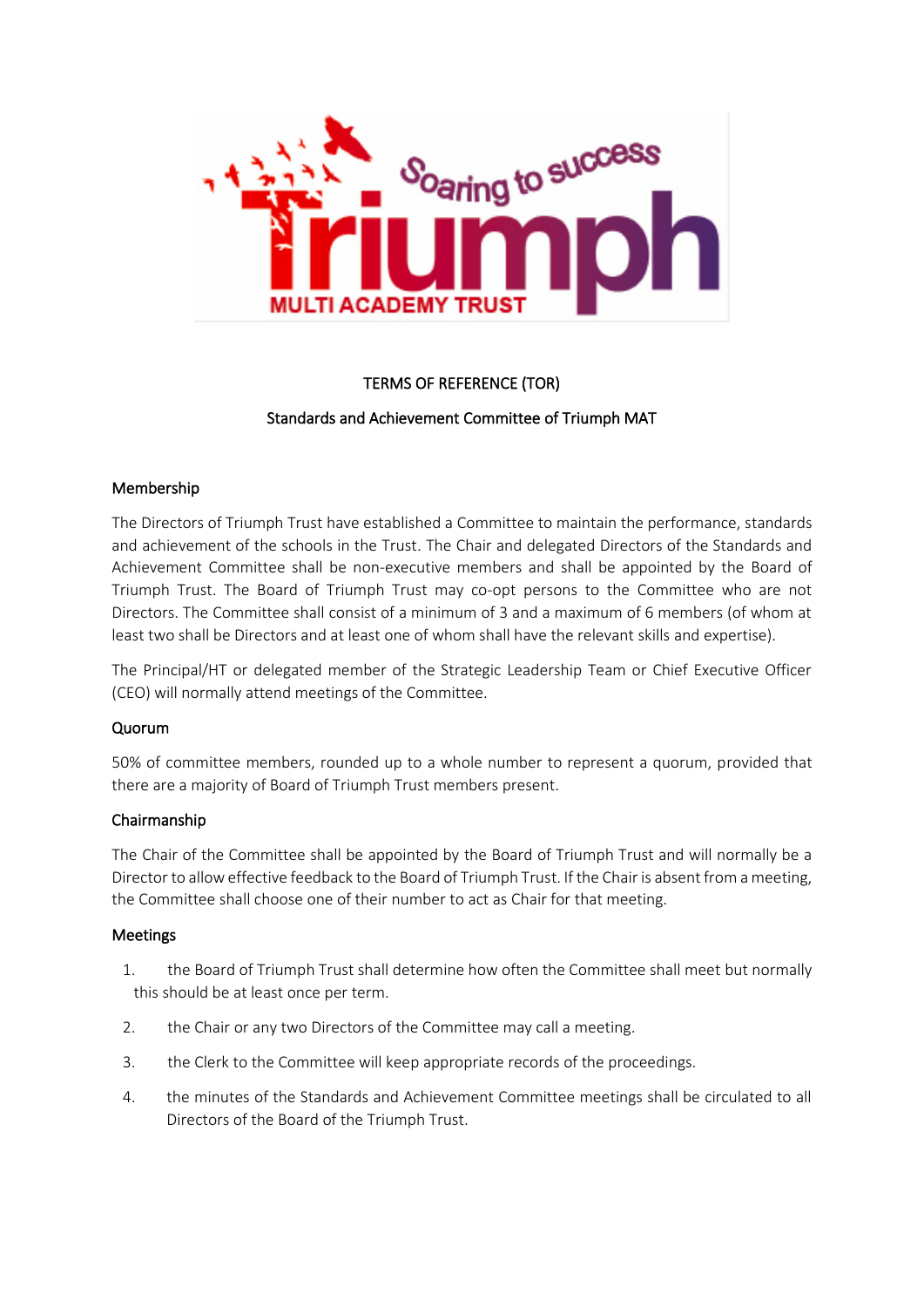TERMS OF REFERENCE (TOR)

Standards and Achievement Committee of Triumph MAT

## Membership

The Directors of Triumph Trust have established a Committee to maintain the performance, standards and achievement of the schools in the Trust. The Chair and delegated Directors of the Standards and Achievement Committee shall be non-executive members and shall be appointed by the Board of Triumph Trust. The Board of Triumph Trust may co-opt persons to the Committee who are not Directors. The Committee shall consist of a minimum of 3 and a maximum of 6 members (of whom at least two shall be Directors and at least one of whom shall have the relevant skills and expertise).

The Principal/HT or delegated member of the Strategic Leadership Team or Chief Executive Officer (CEO) will normally attend meetings of the Committee.

## Quorum

50% of committee members, rounded up to a whole number to represent a quorum, provided that there are a majority of Board of Triumph Trust members present.

## Chairmanship

The Chair of the Committee shall be appointed by the Board of Triumph Trust and will normally be a Director to allow effective feedback to the Board of Triumph Trust. If the Chair is absent from a meeting, the Committee shall choose one of their number to act as Chair for that meeting.

## Meetings

1. the Board of Triumph Trust shall determine how often the Committee shall meet but normally this should be at least once per term.
2. the Chair or any two Directors of the Committee may call a meeting.
3. the Clerk to the Committee will keep appropriate records of the proceedings.
4. the minutes of the Standards and Achievement Committee meetings shall be circulated to all Directors of the Board of the Triumph Trust.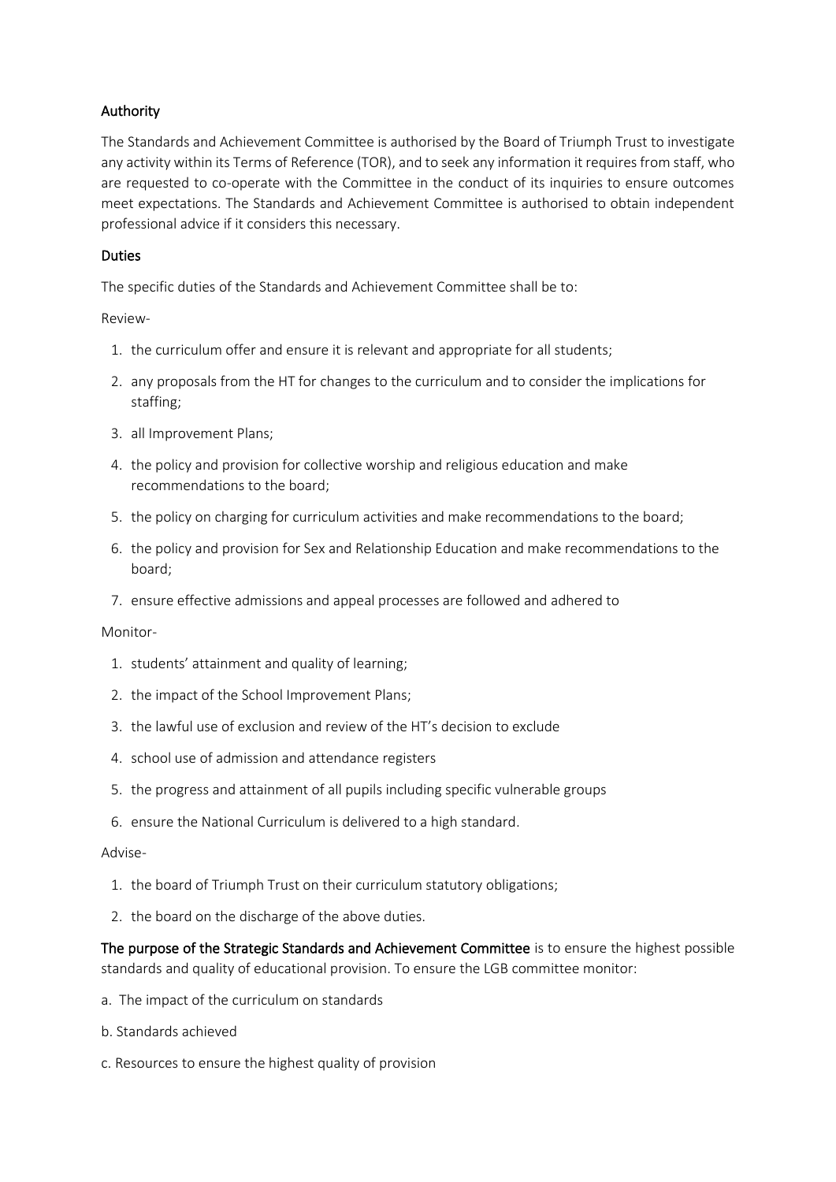## Authority

The Standards and Achievement Committee is authorised by the Board of Triumph Trust to investigate any activity within its Terms of Reference (TOR), and to seek any information it requires from staff, who are requested to co-operate with the Committee in the conduct of its inquiries to ensure outcomes meet expectations. The Standards and Achievement Committee is authorised to obtain independent professional advice if it considers this necessary.

## Duties

The specific duties of the Standards and Achievement Committee shall be to:

Review-

1. the curriculum offer and ensure it is relevant and appropriate for all students;
2. any proposals from the HT for changes to the curriculum and to consider the implications for staffing;
3. all Improvement Plans;
4. the policy and provision for collective worship and religious education and make recommendations to the board;
5. the policy on charging for curriculum activities and make recommendations to the board;
6. the policy and provision for Sex and Relationship Education and make recommendations to the board;
7. ensure effective admissions and appeal processes are followed and adhered to

Monitor-

1. students' attainment and quality of learning;
2. the impact of the School Improvement Plans;
3. the lawful use of exclusion and review of the HT's decision to exclude
4. school use of admission and attendance registers
5. the progress and attainment of all pupils including specific vulnerable groups
6. ensure the National Curriculum is delivered to a high standard.

Advise-

1. the board of Triumph Trust on their curriculum statutory obligations;
2. the board on the discharge of the above duties.

**The purpose of the Strategic Standards and Achievement Committee** is to ensure the highest possible standards and quality of educational provision. To ensure the LGB committee monitor:

a. The impact of the curriculum on standards

b. Standards achieved

c. Resources to ensure the highest quality of provision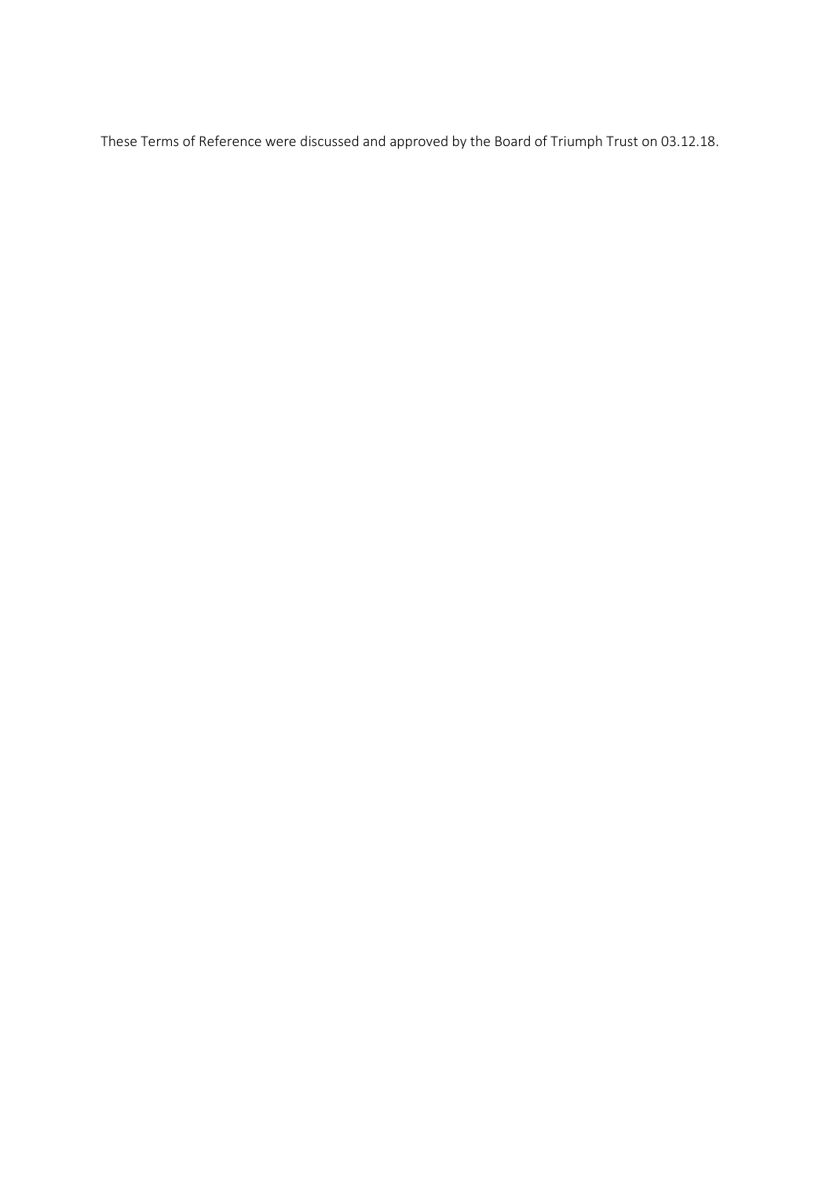These Terms of Reference were discussed and approved by the Board of Triumph Trust on 03.12.18.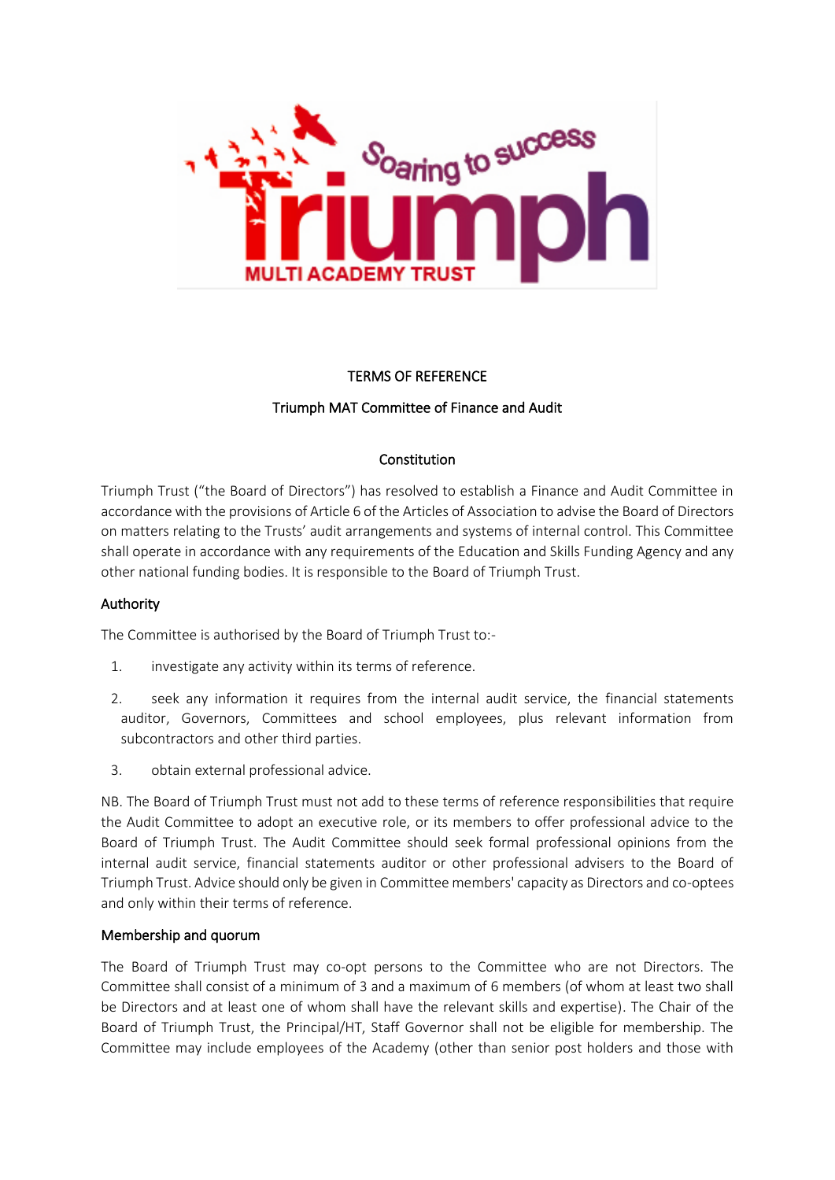TERMS OF REFERENCE

Triumph MAT Committee of Finance and Audit

## Constitution

Triumph Trust ("the Board of Directors") has resolved to establish a Finance and Audit Committee in accordance with the provisions of Article 6 of the Articles of Association to advise the Board of Directors on matters relating to the Trusts' audit arrangements and systems of internal control. This Committee shall operate in accordance with any requirements of the Education and Skills Funding Agency and any other national funding bodies. It is responsible to the Board of Triumph Trust.

### Authority

The Committee is authorised by the Board of Triumph Trust to:-

1. investigate any activity within its terms of reference.
2. seek any information it requires from the internal audit service, the financial statements auditor, Governors, Committees and school employees, plus relevant information from subcontractors and other third parties.
3. obtain external professional advice.

NB. The Board of Triumph Trust must not add to these terms of reference responsibilities that require the Audit Committee to adopt an executive role, or its members to offer professional advice to the Board of Triumph Trust. The Audit Committee should seek formal professional opinions from the internal audit service, financial statements auditor or other professional advisers to the Board of Triumph Trust. Advice should only be given in Committee members' capacity as Directors and co-optees and only within their terms of reference.

### Membership and quorum

The Board of Triumph Trust may co-opt persons to the Committee who are not Directors. The Committee shall consist of a minimum of 3 and a maximum of 6 members (of whom at least two shall be Directors and at least one of whom shall have the relevant skills and expertise). The Chair of the Board of Triumph Trust, the Principal/HT, Staff Governor shall not be eligible for membership. The Committee may include employees of the Academy (other than senior post holders and those with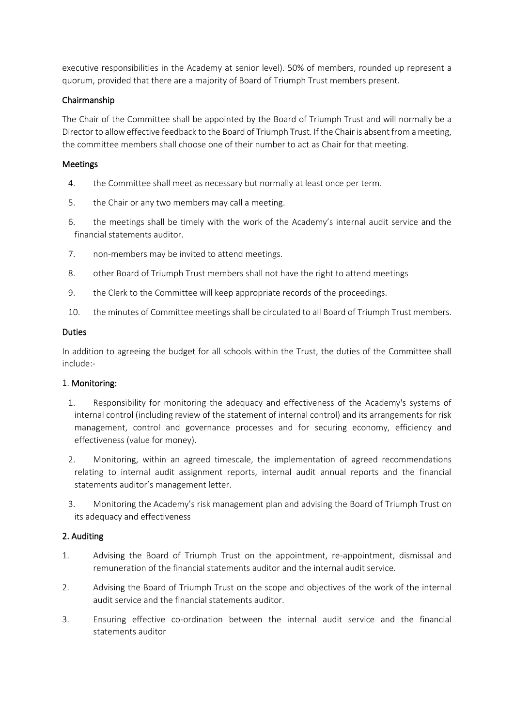executive responsibilities in the Academy at senior level). 50% of members, rounded up represent a quorum, provided that there are a majority of Board of Triumph Trust members present.

### Chairmanship

The Chair of the Committee shall be appointed by the Board of Triumph Trust and will normally be a Director to allow effective feedback to the Board of Triumph Trust. If the Chair is absent from a meeting, the committee members shall choose one of their number to act as Chair for that meeting.

### Meetings

4. the Committee shall meet as necessary but normally at least once per term.
5. the Chair or any two members may call a meeting.
6. the meetings shall be timely with the work of the Academy's internal audit service and the financial statements auditor.
7. non-members may be invited to attend meetings.
8. other Board of Triumph Trust members shall not have the right to attend meetings
9. the Clerk to the Committee will keep appropriate records of the proceedings.
10. the minutes of Committee meetings shall be circulated to all Board of Triumph Trust members.

### Duties

In addition to agreeing the budget for all schools within the Trust, the duties of the Committee shall include:-

#### 1. Monitoring:

1. Responsibility for monitoring the adequacy and effectiveness of the Academy's systems of internal control (including review of the statement of internal control) and its arrangements for risk management, control and governance processes and for securing economy, efficiency and effectiveness (value for money).
2. Monitoring, within an agreed timescale, the implementation of agreed recommendations relating to internal audit assignment reports, internal audit annual reports and the financial statements auditor's management letter.
3. Monitoring the Academy's risk management plan and advising the Board of Triumph Trust on its adequacy and effectiveness

#### 2. Auditing

1. Advising the Board of Triumph Trust on the appointment, re-appointment, dismissal and remuneration of the financial statements auditor and the internal audit service.
2. Advising the Board of Triumph Trust on the scope and objectives of the work of the internal audit service and the financial statements auditor.
3. Ensuring effective co-ordination between the internal audit service and the financial statements auditor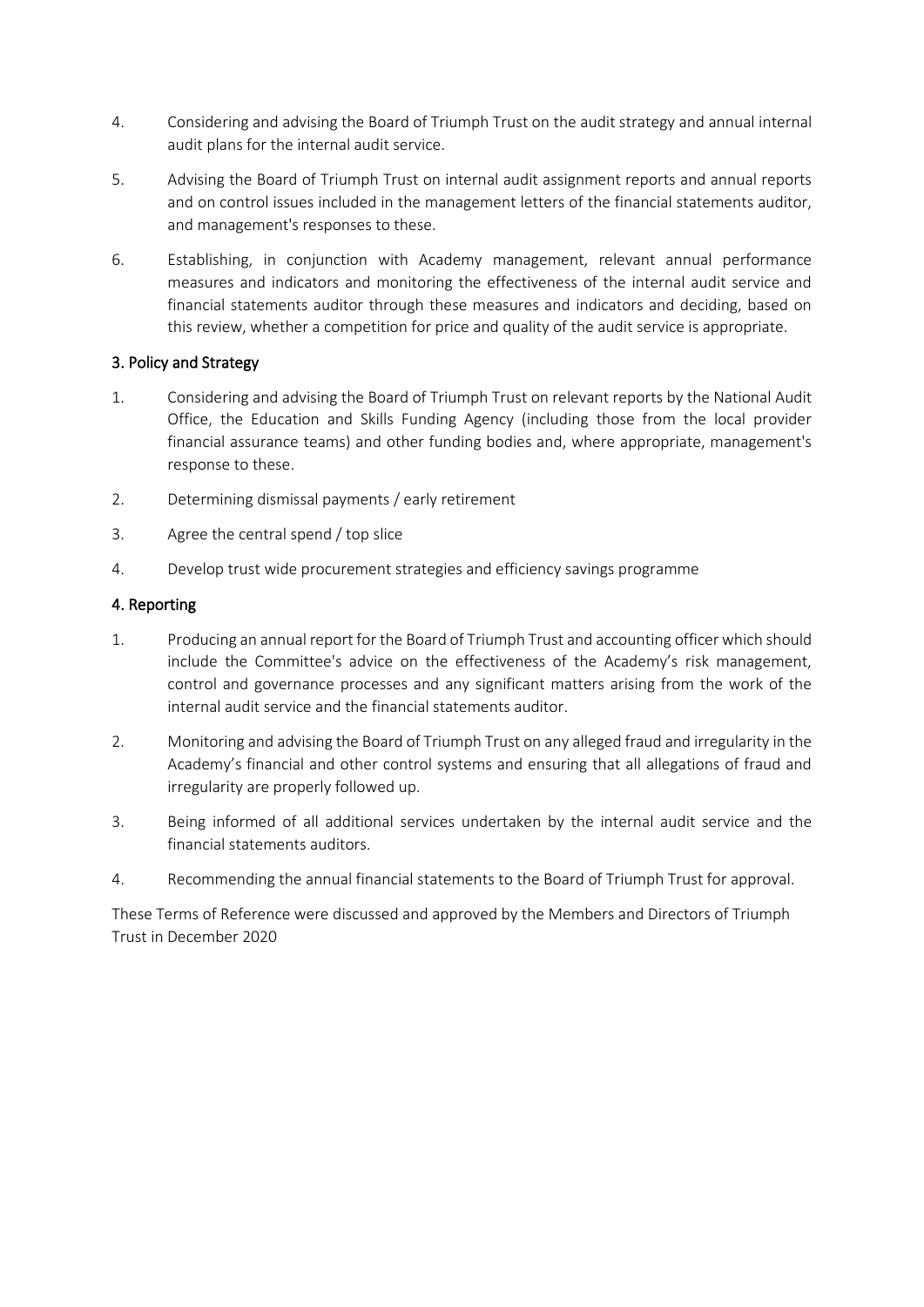4. Considering and advising the Board of Triumph Trust on the audit strategy and annual internal audit plans for the internal audit service.

5. Advising the Board of Triumph Trust on internal audit assignment reports and annual reports and on control issues included in the management letters of the financial statements auditor, and management's responses to these.

6. Establishing, in conjunction with Academy management, relevant annual performance measures and indicators and monitoring the effectiveness of the internal audit service and financial statements auditor through these measures and indicators and deciding, based on this review, whether a competition for price and quality of the audit service is appropriate.

## 3. Policy and Strategy

1. Considering and advising the Board of Triumph Trust on relevant reports by the National Audit Office, the Education and Skills Funding Agency (including those from the local provider financial assurance teams) and other funding bodies and, where appropriate, management's response to these.

2. Determining dismissal payments / early retirement

3. Agree the central spend / top slice

4. Develop trust wide procurement strategies and efficiency savings programme

## 4. Reporting

1. Producing an annual report for the Board of Triumph Trust and accounting officer which should include the Committee's advice on the effectiveness of the Academy's risk management, control and governance processes and any significant matters arising from the work of the internal audit service and the financial statements auditor.

2. Monitoring and advising the Board of Triumph Trust on any alleged fraud and irregularity in the Academy's financial and other control systems and ensuring that all allegations of fraud and irregularity are properly followed up.

3. Being informed of all additional services undertaken by the internal audit service and the financial statements auditors.

4. Recommending the annual financial statements to the Board of Triumph Trust for approval.

These Terms of Reference were discussed and approved by the Members and Directors of Triumph Trust in December 2020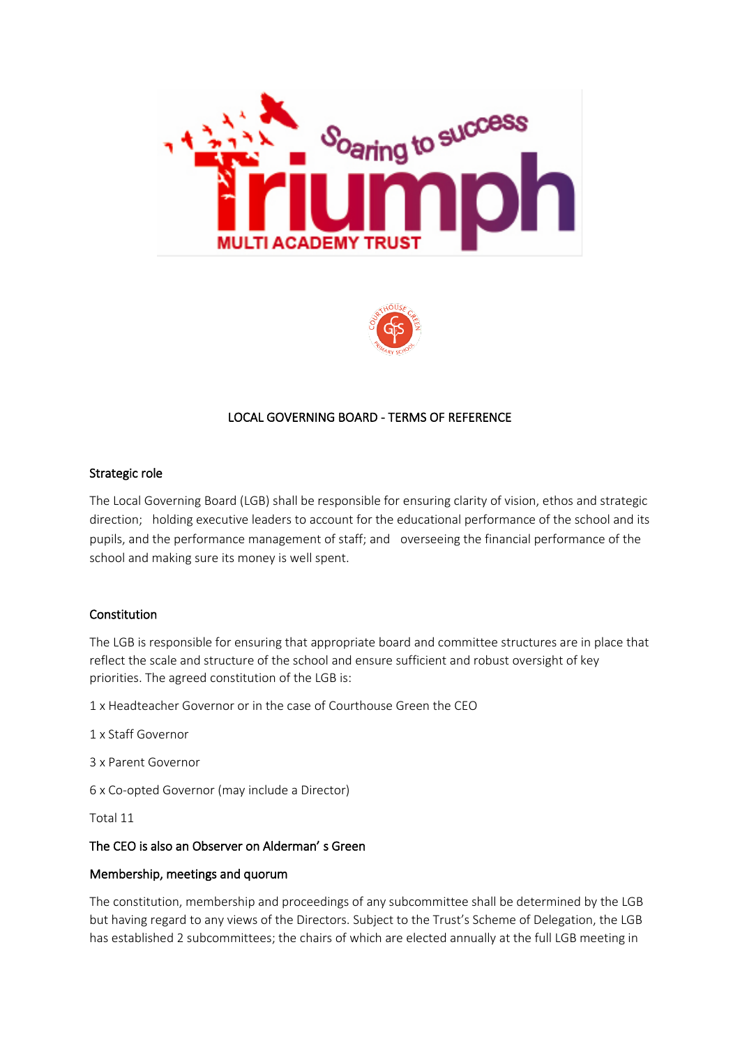## LOCAL GOVERNING BOARD - TERMS OF REFERENCE

### Strategic role

The Local Governing Board (LGB) shall be responsible for ensuring clarity of vision, ethos and strategic direction; holding executive leaders to account for the educational performance of the school and its pupils, and the performance management of staff; and overseeing the financial performance of the school and making sure its money is well spent.

### Constitution

The LGB is responsible for ensuring that appropriate board and committee structures are in place that reflect the scale and structure of the school and ensure sufficient and robust oversight of key priorities. The agreed constitution of the LGB is:

1 x Headteacher Governor or in the case of Courthouse Green the CEO

1 x Staff Governor

3 x Parent Governor

6 x Co-opted Governor (may include a Director)

Total 11

### The CEO is also an Observer on Alderman' s Green

### Membership, meetings and quorum

The constitution, membership and proceedings of any subcommittee shall be determined by the LGB but having regard to any views of the Directors. Subject to the Trust's Scheme of Delegation, the LGB has established 2 subcommittees; the chairs of which are elected annually at the full LGB meeting in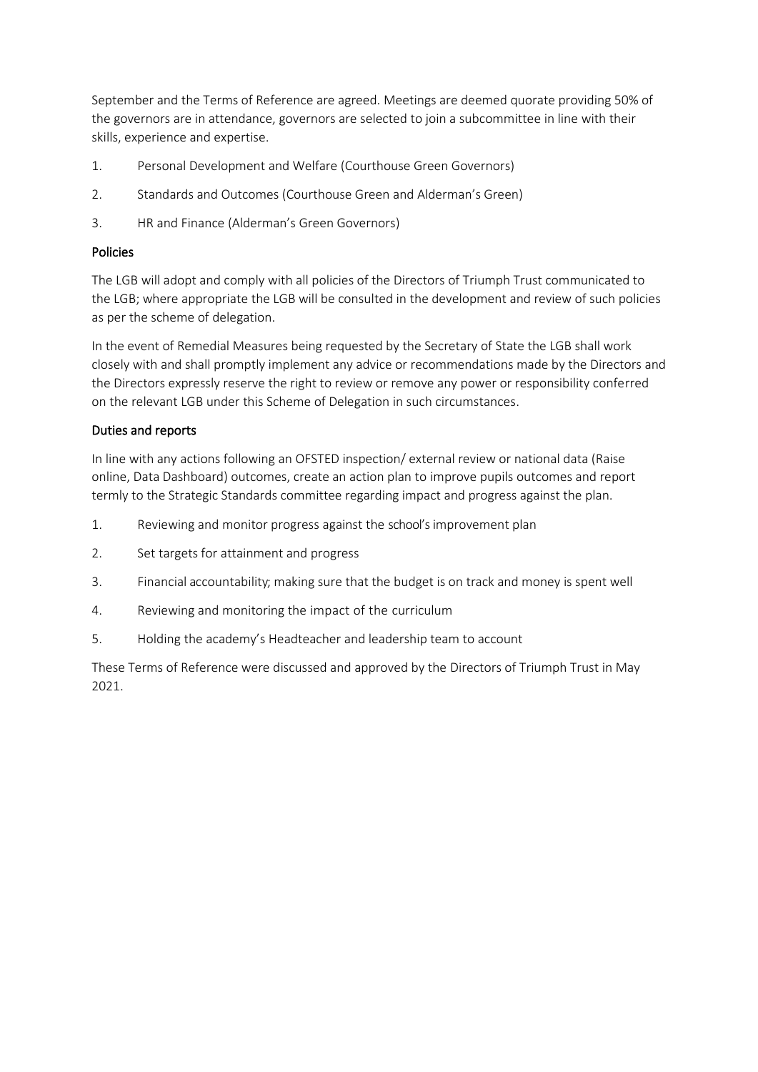September and the Terms of Reference are agreed. Meetings are deemed quorate providing 50% of the governors are in attendance, governors are selected to join a subcommittee in line with their skills, experience and expertise.

1. Personal Development and Welfare (Courthouse Green Governors)
2. Standards and Outcomes (Courthouse Green and Alderman's Green)
3. HR and Finance (Alderman's Green Governors)

### Policies

The LGB will adopt and comply with all policies of the Directors of Triumph Trust communicated to the LGB; where appropriate the LGB will be consulted in the development and review of such policies as per the scheme of delegation.

In the event of Remedial Measures being requested by the Secretary of State the LGB shall work closely with and shall promptly implement any advice or recommendations made by the Directors and the Directors expressly reserve the right to review or remove any power or responsibility conferred on the relevant LGB under this Scheme of Delegation in such circumstances.

### Duties and reports

In line with any actions following an OFSTED inspection/ external review or national data (Raise online, Data Dashboard) outcomes, create an action plan to improve pupils outcomes and report termly to the Strategic Standards committee regarding impact and progress against the plan.

1. Reviewing and monitor progress against the school's improvement plan
2. Set targets for attainment and progress
3. Financial accountability; making sure that the budget is on track and money is spent well
4. Reviewing and monitoring the impact of the curriculum
5. Holding the academy's Headteacher and leadership team to account

These Terms of Reference were discussed and approved by the Directors of Triumph Trust in May 2021.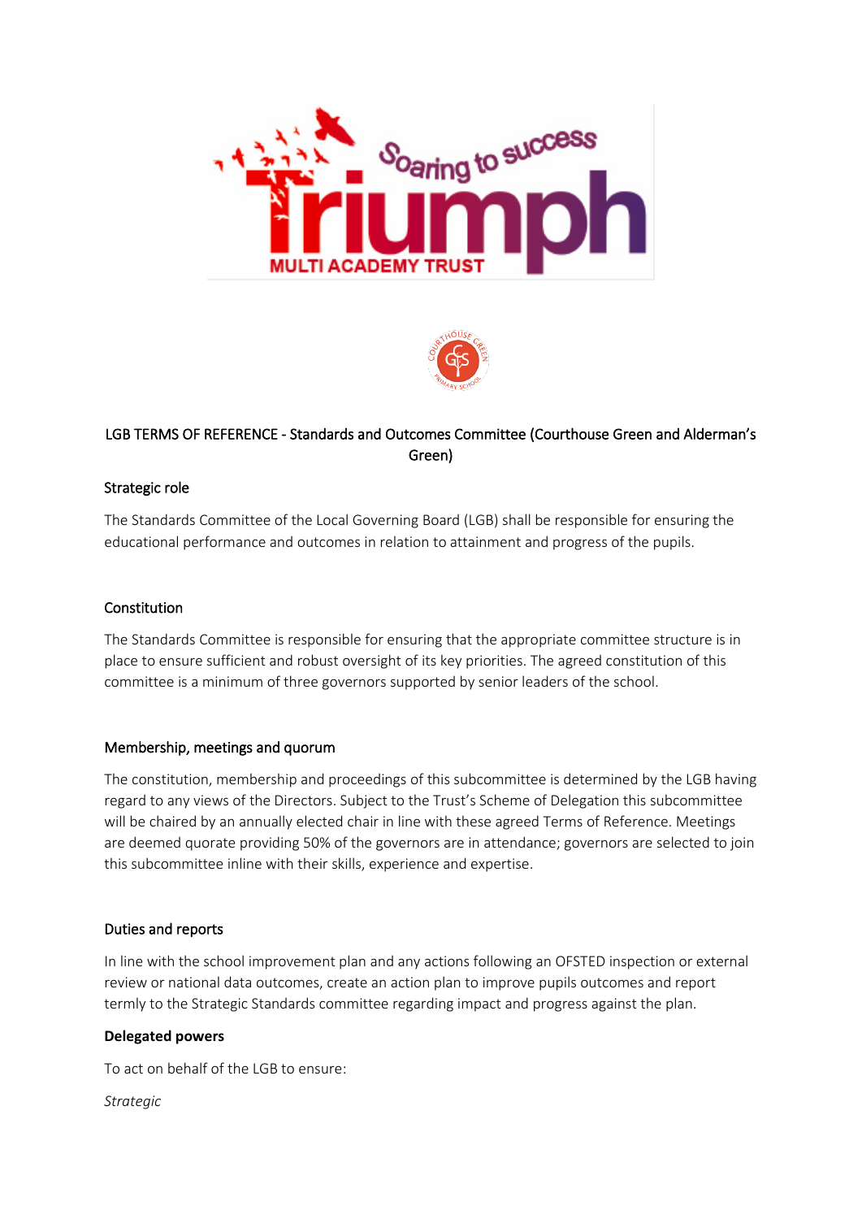LGB TERMS OF REFERENCE - Standards and Outcomes Committee (Courthouse Green and Alderman's Green)

## Strategic role

The Standards Committee of the Local Governing Board (LGB) shall be responsible for ensuring the educational performance and outcomes in relation to attainment and progress of the pupils.

## Constitution

The Standards Committee is responsible for ensuring that the appropriate committee structure is in place to ensure sufficient and robust oversight of its key priorities. The agreed constitution of this committee is a minimum of three governors supported by senior leaders of the school.

## Membership, meetings and quorum

The constitution, membership and proceedings of this subcommittee is determined by the LGB having regard to any views of the Directors. Subject to the Trust's Scheme of Delegation this subcommittee will be chaired by an annually elected chair in line with these agreed Terms of Reference. Meetings are deemed quorate providing 50% of the governors are in attendance; governors are selected to join this subcommittee inline with their skills, experience and expertise.

## Duties and reports

In line with the school improvement plan and any actions following an OFSTED inspection or external review or national data outcomes, create an action plan to improve pupils outcomes and report termly to the Strategic Standards committee regarding impact and progress against the plan.

**Delegated powers**

To act on behalf of the LGB to ensure:

*Strategic*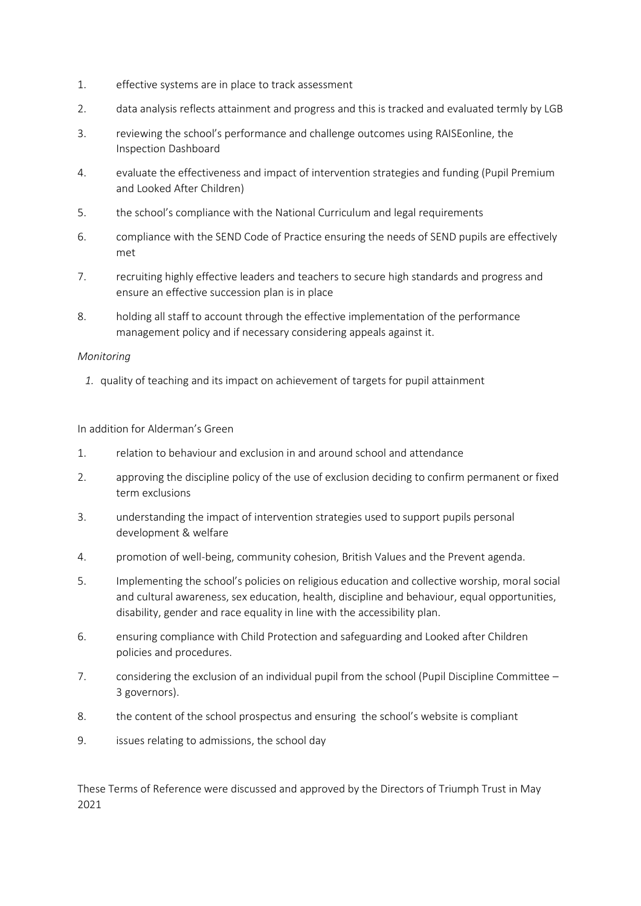1. effective systems are in place to track assessment
2. data analysis reflects attainment and progress and this is tracked and evaluated termly by LGB
3. reviewing the school's performance and challenge outcomes using RAISEonline, the Inspection Dashboard
4. evaluate the effectiveness and impact of intervention strategies and funding (Pupil Premium and Looked After Children)
5. the school's compliance with the National Curriculum and legal requirements
6. compliance with the SEND Code of Practice ensuring the needs of SEND pupils are effectively met
7. recruiting highly effective leaders and teachers to secure high standards and progress and ensure an effective succession plan is in place
8. holding all staff to account through the effective implementation of the performance management policy and if necessary considering appeals against it.

*Monitoring*

1. quality of teaching and its impact on achievement of targets for pupil attainment

In addition for Alderman's Green

1. relation to behaviour and exclusion in and around school and attendance
2. approving the discipline policy of the use of exclusion deciding to confirm permanent or fixed term exclusions
3. understanding the impact of intervention strategies used to support pupils personal development & welfare
4. promotion of well-being, community cohesion, British Values and the Prevent agenda.
5. Implementing the school's policies on religious education and collective worship, moral social and cultural awareness, sex education, health, discipline and behaviour, equal opportunities, disability, gender and race equality in line with the accessibility plan.
6. ensuring compliance with Child Protection and safeguarding and Looked after Children policies and procedures.
7. considering the exclusion of an individual pupil from the school (Pupil Discipline Committee – 3 governors).
8. the content of the school prospectus and ensuring the school's website is compliant
9. issues relating to admissions, the school day

These Terms of Reference were discussed and approved by the Directors of Triumph Trust in May 2021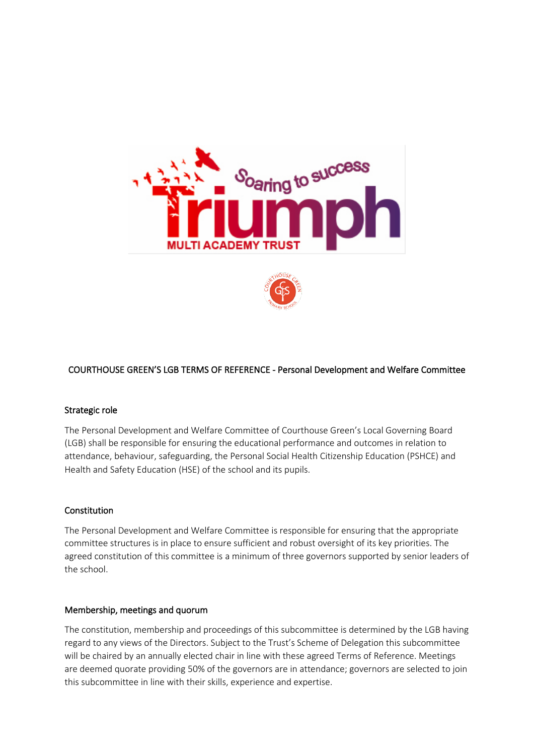COURTHOUSE GREEN'S LGB TERMS OF REFERENCE - Personal Development and Welfare Committee

## Strategic role

The Personal Development and Welfare Committee of Courthouse Green's Local Governing Board (LGB) shall be responsible for ensuring the educational performance and outcomes in relation to attendance, behaviour, safeguarding, the Personal Social Health Citizenship Education (PSHCE) and Health and Safety Education (HSE) of the school and its pupils.

## Constitution

The Personal Development and Welfare Committee is responsible for ensuring that the appropriate committee structures is in place to ensure sufficient and robust oversight of its key priorities. The agreed constitution of this committee is a minimum of three governors supported by senior leaders of the school.

## Membership, meetings and quorum

The constitution, membership and proceedings of this subcommittee is determined by the LGB having regard to any views of the Directors. Subject to the Trust's Scheme of Delegation this subcommittee will be chaired by an annually elected chair in line with these agreed Terms of Reference. Meetings are deemed quorate providing 50% of the governors are in attendance; governors are selected to join this subcommittee in line with their skills, experience and expertise.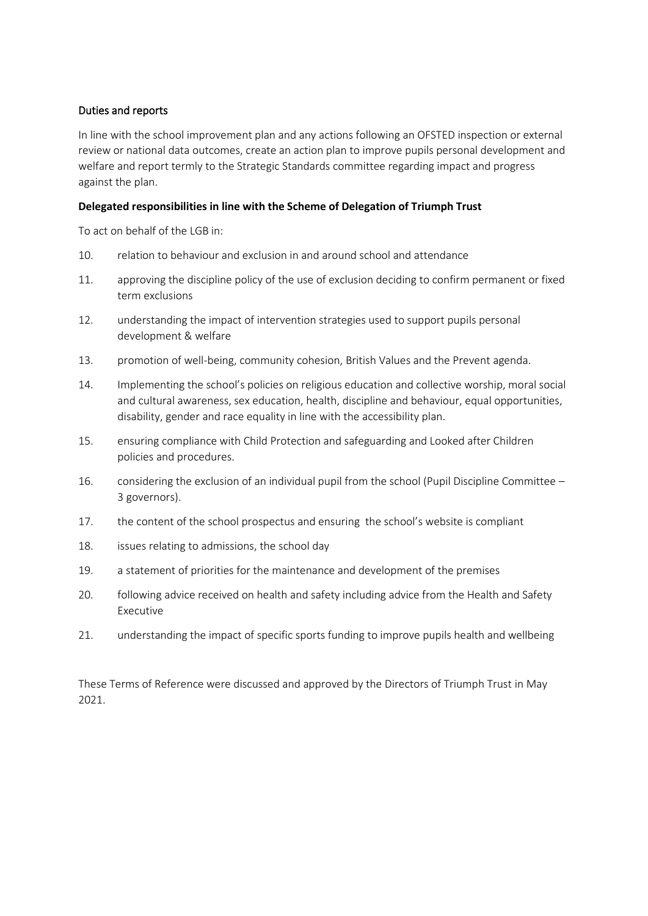## Duties and reports

In line with the school improvement plan and any actions following an OFSTED inspection or external review or national data outcomes, create an action plan to improve pupils personal development and welfare and report termly to the Strategic Standards committee regarding impact and progress against the plan.

**Delegated responsibilities in line with the Scheme of Delegation of Triumph Trust**

To act on behalf of the LGB in:

10. relation to behaviour and exclusion in and around school and attendance
11. approving the discipline policy of the use of exclusion deciding to confirm permanent or fixed term exclusions
12. understanding the impact of intervention strategies used to support pupils personal development & welfare
13. promotion of well-being, community cohesion, British Values and the Prevent agenda.
14. Implementing the school's policies on religious education and collective worship, moral social and cultural awareness, sex education, health, discipline and behaviour, equal opportunities, disability, gender and race equality in line with the accessibility plan.
15. ensuring compliance with Child Protection and safeguarding and Looked after Children policies and procedures.
16. considering the exclusion of an individual pupil from the school (Pupil Discipline Committee – 3 governors).
17. the content of the school prospectus and ensuring the school's website is compliant
18. issues relating to admissions, the school day
19. a statement of priorities for the maintenance and development of the premises
20. following advice received on health and safety including advice from the Health and Safety Executive
21. understanding the impact of specific sports funding to improve pupils health and wellbeing

These Terms of Reference were discussed and approved by the Directors of Triumph Trust in May 2021.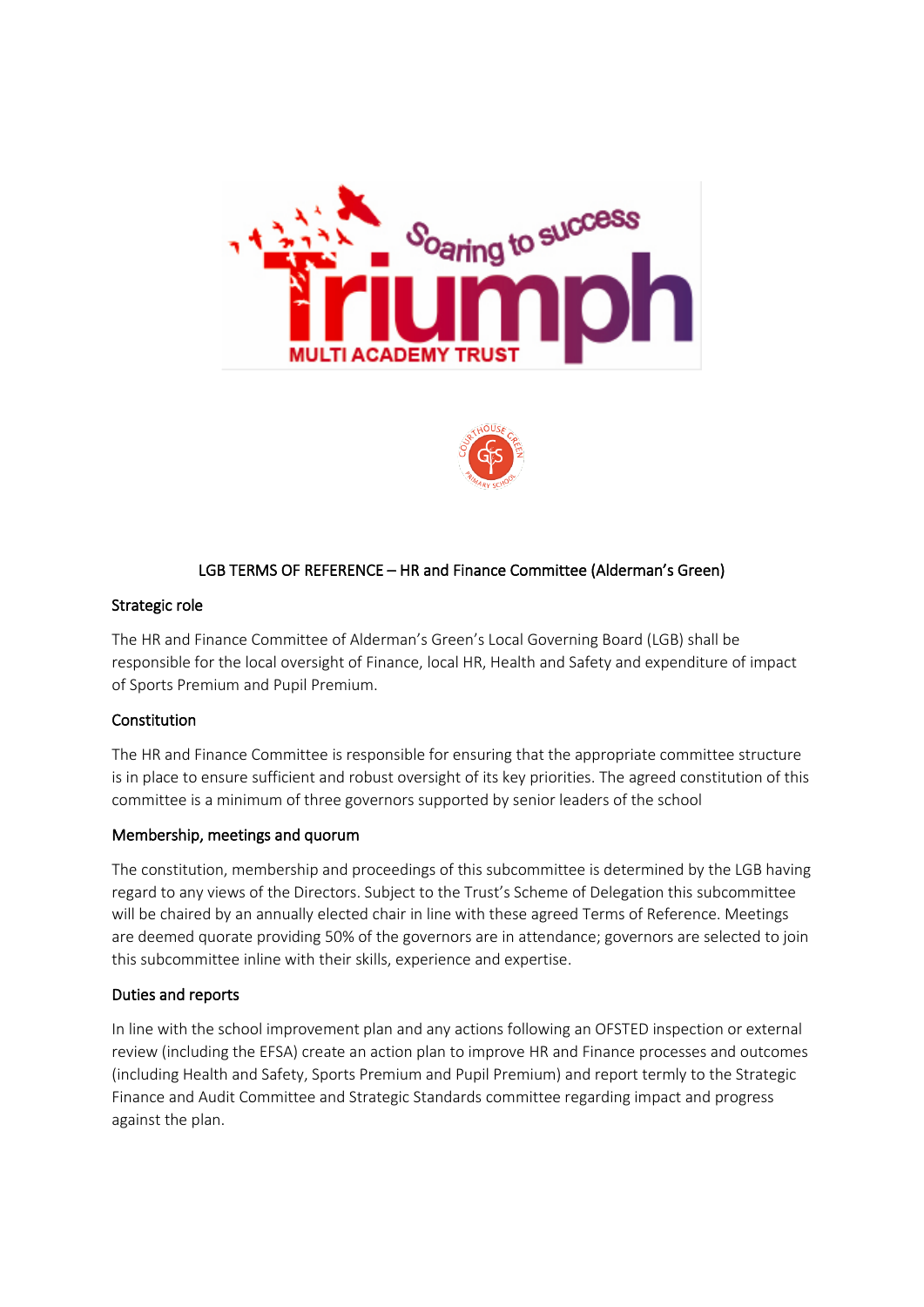LGB TERMS OF REFERENCE – HR and Finance Committee (Alderman's Green)

## Strategic role

The HR and Finance Committee of Alderman's Green's Local Governing Board (LGB) shall be responsible for the local oversight of Finance, local HR, Health and Safety and expenditure of impact of Sports Premium and Pupil Premium.

## Constitution

The HR and Finance Committee is responsible for ensuring that the appropriate committee structure is in place to ensure sufficient and robust oversight of its key priorities. The agreed constitution of this committee is a minimum of three governors supported by senior leaders of the school

## Membership, meetings and quorum

The constitution, membership and proceedings of this subcommittee is determined by the LGB having regard to any views of the Directors. Subject to the Trust's Scheme of Delegation this subcommittee will be chaired by an annually elected chair in line with these agreed Terms of Reference. Meetings are deemed quorate providing 50% of the governors are in attendance; governors are selected to join this subcommittee inline with their skills, experience and expertise.

## Duties and reports

In line with the school improvement plan and any actions following an OFSTED inspection or external review (including the EFSA) create an action plan to improve HR and Finance processes and outcomes (including Health and Safety, Sports Premium and Pupil Premium) and report termly to the Strategic Finance and Audit Committee and Strategic Standards committee regarding impact and progress against the plan.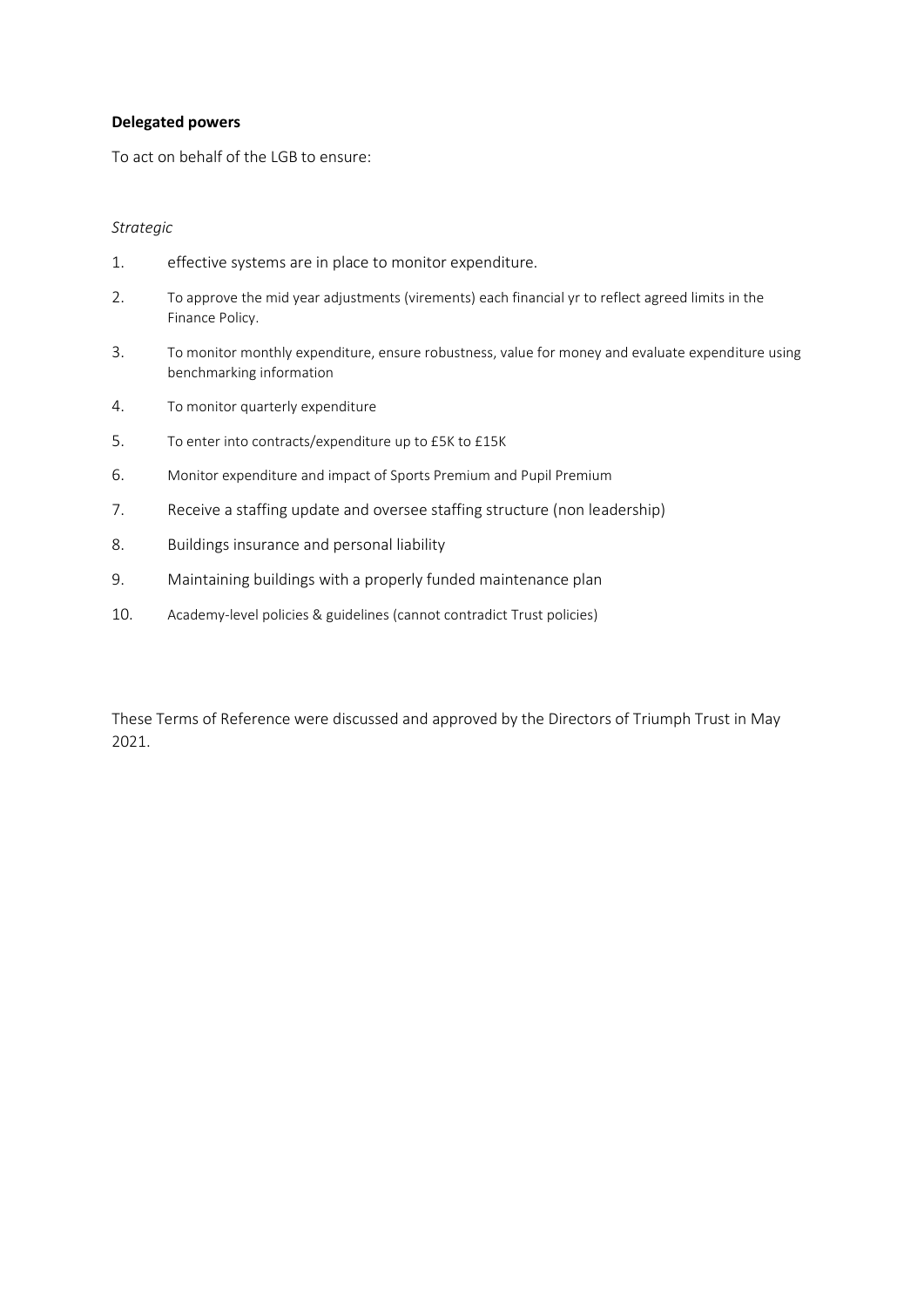**Delegated powers**

To act on behalf of the LGB to ensure:

*Strategic*

1. effective systems are in place to monitor expenditure.
2. To approve the mid year adjustments (virements) each financial yr to reflect agreed limits in the Finance Policy.
3. To monitor monthly expenditure, ensure robustness, value for money and evaluate expenditure using benchmarking information
4. To monitor quarterly expenditure
5. To enter into contracts/expenditure up to £5K to £15K
6. Monitor expenditure and impact of Sports Premium and Pupil Premium
7. Receive a staffing update and oversee staffing structure (non leadership)
8. Buildings insurance and personal liability
9. Maintaining buildings with a properly funded maintenance plan
10. Academy-level policies & guidelines (cannot contradict Trust policies)

These Terms of Reference were discussed and approved by the Directors of Triumph Trust in May 2021.